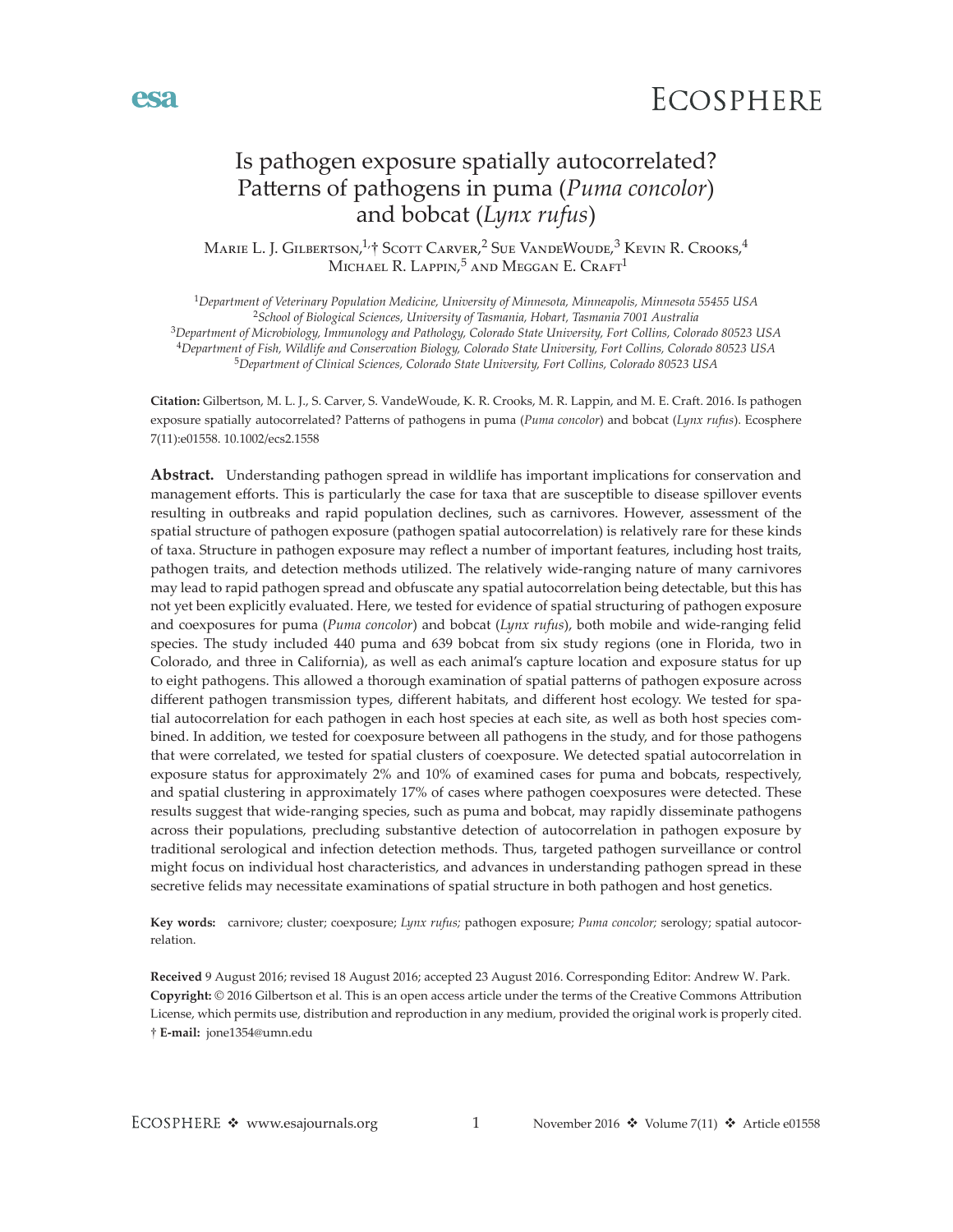# Is pathogen exposure spatially autocorrelated? Patterns of pathogens in puma (*Puma concolor*) and bobcat (*Lynx rufus*)

Marie L. J. Gilbertson,[1,†] Scott Carver,[2] Sue VandeWoude,[3] Kevin R. Crooks,[4] Michael R. Lappin,[5] and Meggan E. Craft[1]

[1]*Department of Veterinary Population Medicine, University of Minnesota, Minneapolis, Minnesota 55455 USA*
[2]*School of Biological Sciences, University of Tasmania, Hobart, Tasmania 7001 Australia*
[3]*Department of Microbiology, Immunology and Pathology, Colorado State University, Fort Collins, Colorado 80523 USA*
[4]*Department of Fish, Wildlife and Conservation Biology, Colorado State University, Fort Collins, Colorado 80523 USA*
[5]*Department of Clinical Sciences, Colorado State University, Fort Collins, Colorado 80523 USA*

**Citation:** Gilbertson, M. L. J., S. Carver, S. VandeWoude, K. R. Crooks, M. R. Lappin, and M. E. Craft. 2016. Is pathogen exposure spatially autocorrelated? Patterns of pathogens in puma (*Puma concolor*) and bobcat (*Lynx rufus*). Ecosphere 7(11):e01558. 10.1002/ecs2.1558

**Abstract.** Understanding pathogen spread in wildlife has important implications for conservation and management efforts. This is particularly the case for taxa that are susceptible to disease spillover events resulting in outbreaks and rapid population declines, such as carnivores. However, assessment of the spatial structure of pathogen exposure (pathogen spatial autocorrelation) is relatively rare for these kinds of taxa. Structure in pathogen exposure may reflect a number of important features, including host traits, pathogen traits, and detection methods utilized. The relatively wide-ranging nature of many carnivores may lead to rapid pathogen spread and obfuscate any spatial autocorrelation being detectable, but this has not yet been explicitly evaluated. Here, we tested for evidence of spatial structuring of pathogen exposure and coexposures for puma (*Puma concolor*) and bobcat (*Lynx rufus*), both mobile and wide-ranging felid species. The study included 440 puma and 639 bobcat from six study regions (one in Florida, two in Colorado, and three in California), as well as each animal's capture location and exposure status for up to eight pathogens. This allowed a thorough examination of spatial patterns of pathogen exposure across different pathogen transmission types, different habitats, and different host ecology. We tested for spatial autocorrelation for each pathogen in each host species at each site, as well as both host species combined. In addition, we tested for coexposure between all pathogens in the study, and for those pathogens that were correlated, we tested for spatial clusters of coexposure. We detected spatial autocorrelation in exposure status for approximately 2% and 10% of examined cases for puma and bobcats, respectively, and spatial clustering in approximately 17% of cases where pathogen coexposures were detected. These results suggest that wide-ranging species, such as puma and bobcat, may rapidly disseminate pathogens across their populations, precluding substantive detection of autocorrelation in pathogen exposure by traditional serological and infection detection methods. Thus, targeted pathogen surveillance or control might focus on individual host characteristics, and advances in understanding pathogen spread in these secretive felids may necessitate examinations of spatial structure in both pathogen and host genetics.

**Key words:** carnivore; cluster; coexposure; *Lynx rufus;* pathogen exposure; *Puma concolor;* serology; spatial autocorrelation.

**Received** 9 August 2016; revised 18 August 2016; accepted 23 August 2016. Corresponding Editor: Andrew W. Park.
**Copyright:** © 2016 Gilbertson et al. This is an open access article under the terms of the Creative Commons Attribution License, which permits use, distribution and reproduction in any medium, provided the original work is properly cited.
† **E-mail:** jone1354@umn.edu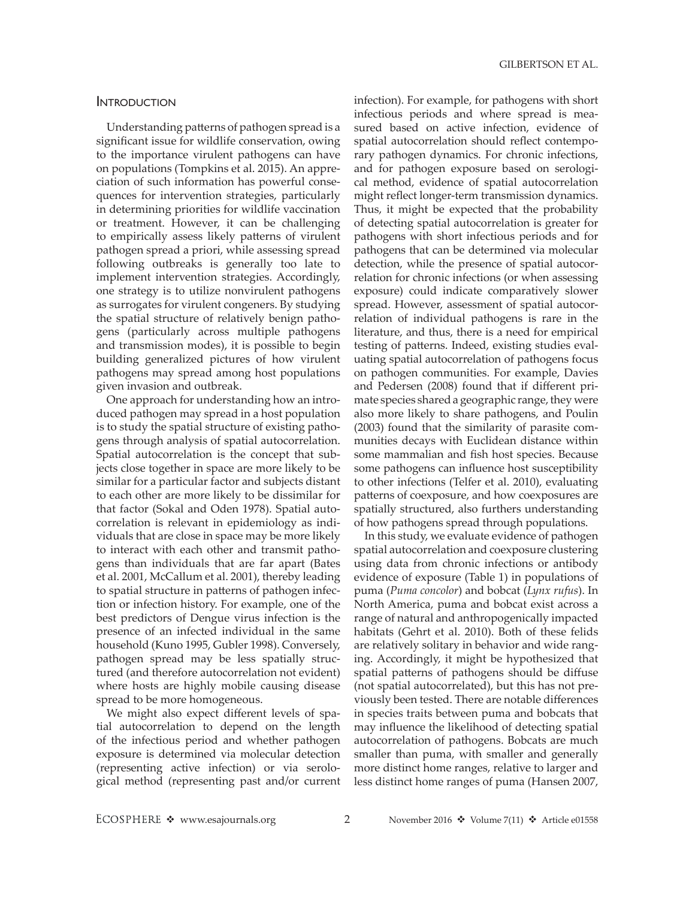## Introduction

Understanding patterns of pathogen spread is a significant issue for wildlife conservation, owing to the importance virulent pathogens can have on populations (Tompkins et al. 2015). An appreciation of such information has powerful consequences for intervention strategies, particularly in determining priorities for wildlife vaccination or treatment. However, it can be challenging to empirically assess likely patterns of virulent pathogen spread a priori, while assessing spread following outbreaks is generally too late to implement intervention strategies. Accordingly, one strategy is to utilize nonvirulent pathogens as surrogates for virulent congeners. By studying the spatial structure of relatively benign pathogens (particularly across multiple pathogens and transmission modes), it is possible to begin building generalized pictures of how virulent pathogens may spread among host populations given invasion and outbreak.

One approach for understanding how an introduced pathogen may spread in a host population is to study the spatial structure of existing pathogens through analysis of spatial autocorrelation. Spatial autocorrelation is the concept that subjects close together in space are more likely to be similar for a particular factor and subjects distant to each other are more likely to be dissimilar for that factor (Sokal and Oden 1978). Spatial autocorrelation is relevant in epidemiology as individuals that are close in space may be more likely to interact with each other and transmit pathogens than individuals that are far apart (Bates et al. 2001, McCallum et al. 2001), thereby leading to spatial structure in patterns of pathogen infection or infection history. For example, one of the best predictors of Dengue virus infection is the presence of an infected individual in the same household (Kuno 1995, Gubler 1998). Conversely, pathogen spread may be less spatially structured (and therefore autocorrelation not evident) where hosts are highly mobile causing disease spread to be more homogeneous.

We might also expect different levels of spatial autocorrelation to depend on the length of the infectious period and whether pathogen exposure is determined via molecular detection (representing active infection) or via serological method (representing past and/or current infection). For example, for pathogens with short infectious periods and where spread is measured based on active infection, evidence of spatial autocorrelation should reflect contemporary pathogen dynamics. For chronic infections, and for pathogen exposure based on serological method, evidence of spatial autocorrelation might reflect longer-term transmission dynamics. Thus, it might be expected that the probability of detecting spatial autocorrelation is greater for pathogens with short infectious periods and for pathogens that can be determined via molecular detection, while the presence of spatial autocorrelation for chronic infections (or when assessing exposure) could indicate comparatively slower spread. However, assessment of spatial autocorrelation of individual pathogens is rare in the literature, and thus, there is a need for empirical testing of patterns. Indeed, existing studies evaluating spatial autocorrelation of pathogens focus on pathogen communities. For example, Davies and Pedersen (2008) found that if different primate species shared a geographic range, they were also more likely to share pathogens, and Poulin (2003) found that the similarity of parasite communities decays with Euclidean distance within some mammalian and fish host species. Because some pathogens can influence host susceptibility to other infections (Telfer et al. 2010), evaluating patterns of coexposure, and how coexposures are spatially structured, also furthers understanding of how pathogens spread through populations.

In this study, we evaluate evidence of pathogen spatial autocorrelation and coexposure clustering using data from chronic infections or antibody evidence of exposure (Table 1) in populations of puma (*Puma concolor*) and bobcat (*Lynx rufus*). In North America, puma and bobcat exist across a range of natural and anthropogenically impacted habitats (Gehrt et al. 2010). Both of these felids are relatively solitary in behavior and wide ranging. Accordingly, it might be hypothesized that spatial patterns of pathogens should be diffuse (not spatial autocorrelated), but this has not previously been tested. There are notable differences in species traits between puma and bobcats that may influence the likelihood of detecting spatial autocorrelation of pathogens. Bobcats are much smaller than puma, with smaller and generally more distinct home ranges, relative to larger and less distinct home ranges of puma (Hansen 2007,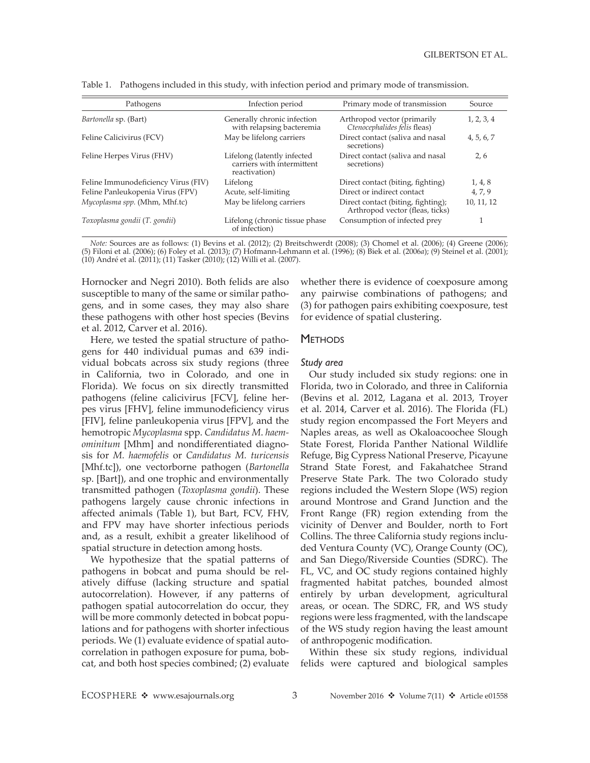Table 1. Pathogens included in this study, with infection period and primary mode of transmission.

| Pathogens | Infection period | Primary mode of transmission | Source |
|---|---|---|---|
| *Bartonella* sp. (Bart) | Generally chronic infection with relapsing bacteremia | Arthropod vector (primarily *Ctenocephalides felis* fleas) | 1, 2, 3, 4 |
| Feline Calicivirus (FCV) | May be lifelong carriers | Direct contact (saliva and nasal secretions) | 4, 5, 6, 7 |
| Feline Herpes Virus (FHV) | Lifelong (latently infected carriers with intermittent reactivation) | Direct contact (saliva and nasal secretions) | 2, 6 |
| Feline Immunodeficiency Virus (FIV) | Lifelong | Direct contact (biting, fighting) | 1, 4, 8 |
| Feline Panleukopenia Virus (FPV) | Acute, self-limiting | Direct or indirect contact | 4, 7, 9 |
| *Mycoplasma spp.* (Mhm, Mhf.tc) | May be lifelong carriers | Direct contact (biting, fighting); Arthropod vector (fleas, ticks) | 10, 11, 12 |
| *Toxoplasma gondii* (*T. gondii*) | Lifelong (chronic tissue phase of infection) | Consumption of infected prey | 1 |

*Note:* Sources are as follows: (1) Bevins et al. (2012); (2) Breitschwerdt (2008); (3) Chomel et al. (2006); (4) Greene (2006); (5) Filoni et al. (2006); (6) Foley et al. (2013); (7) Hofmann-Lehmann et al. (1996); (8) Biek et al. (2006*a*); (9) Steinel et al. (2001); (10) André et al. (2011); (11) Tasker (2010); (12) Willi et al. (2007).

Hornocker and Negri 2010). Both felids are also susceptible to many of the same or similar pathogens, and in some cases, they may also share these pathogens with other host species (Bevins et al. 2012, Carver et al. 2016).

Here, we tested the spatial structure of pathogens for 440 individual pumas and 639 individual bobcats across six study regions (three in California, two in Colorado, and one in Florida). We focus on six directly transmitted pathogens (feline calicivirus [FCV], feline herpes virus [FHV], feline immunodeficiency virus [FIV], feline panleukopenia virus [FPV], and the hemotropic *Mycoplasma* spp. *Candidatus M. haemominitum* [Mhm] and nondifferentiated diagnosis for *M. haemofelis* or *Candidatus M. turicensis* [Mhf.tc]), one vectorborne pathogen (*Bartonella* sp. [Bart]), and one trophic and environmentally transmitted pathogen (*Toxoplasma gondii*). These pathogens largely cause chronic infections in affected animals (Table 1), but Bart, FCV, FHV, and FPV may have shorter infectious periods and, as a result, exhibit a greater likelihood of spatial structure in detection among hosts.

We hypothesize that the spatial patterns of pathogens in bobcat and puma should be relatively diffuse (lacking structure and spatial autocorrelation). However, if any patterns of pathogen spatial autocorrelation do occur, they will be more commonly detected in bobcat populations and for pathogens with shorter infectious periods. We (1) evaluate evidence of spatial autocorrelation in pathogen exposure for puma, bobcat, and both host species combined; (2) evaluate whether there is evidence of coexposure among any pairwise combinations of pathogens; and (3) for pathogen pairs exhibiting coexposure, test for evidence of spatial clustering.

## Methods

### *Study area*

Our study included six study regions: one in Florida, two in Colorado, and three in California (Bevins et al. 2012, Lagana et al. 2013, Troyer et al. 2014, Carver et al. 2016). The Florida (FL) study region encompassed the Fort Meyers and Naples areas, as well as Okaloacoochee Slough State Forest, Florida Panther National Wildlife Refuge, Big Cypress National Preserve, Picayune Strand State Forest, and Fakahatchee Strand Preserve State Park. The two Colorado study regions included the Western Slope (WS) region around Montrose and Grand Junction and the Front Range (FR) region extending from the vicinity of Denver and Boulder, north to Fort Collins. The three California study regions included Ventura County (VC), Orange County (OC), and San Diego/Riverside Counties (SDRC). The FL, VC, and OC study regions contained highly fragmented habitat patches, bounded almost entirely by urban development, agricultural areas, or ocean. The SDRC, FR, and WS study regions were less fragmented, with the landscape of the WS study region having the least amount of anthropogenic modification.

Within these six study regions, individual felids were captured and biological samples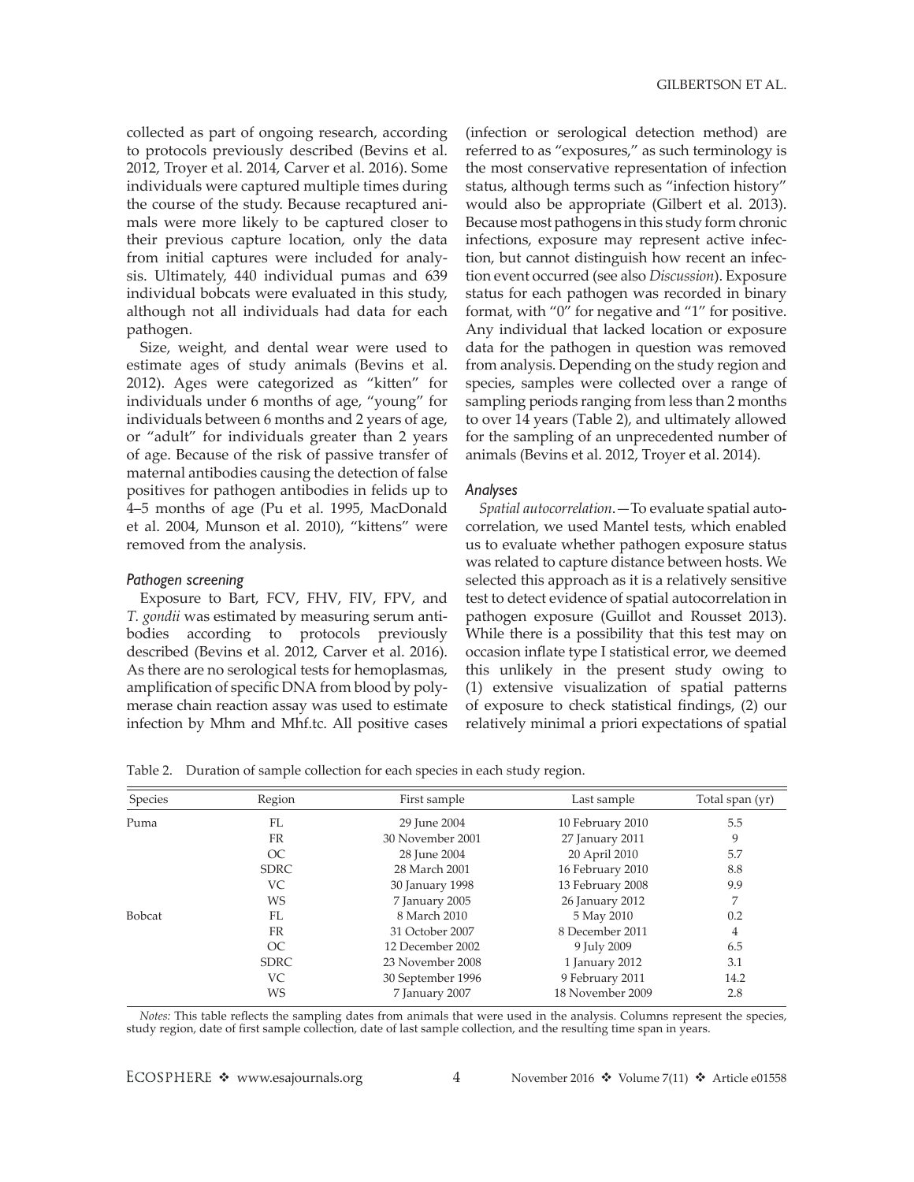collected as part of ongoing research, according to protocols previously described (Bevins et al. 2012, Troyer et al. 2014, Carver et al. 2016). Some individuals were captured multiple times during the course of the study. Because recaptured animals were more likely to be captured closer to their previous capture location, only the data from initial captures were included for analysis. Ultimately, 440 individual pumas and 639 individual bobcats were evaluated in this study, although not all individuals had data for each pathogen.

Size, weight, and dental wear were used to estimate ages of study animals (Bevins et al. 2012). Ages were categorized as "kitten" for individuals under 6 months of age, "young" for individuals between 6 months and 2 years of age, or "adult" for individuals greater than 2 years of age. Because of the risk of passive transfer of maternal antibodies causing the detection of false positives for pathogen antibodies in felids up to 4–5 months of age (Pu et al. 1995, MacDonald et al. 2004, Munson et al. 2010), "kittens" were removed from the analysis.

### Pathogen screening

Exposure to Bart, FCV, FHV, FIV, FPV, and *T. gondii* was estimated by measuring serum antibodies according to protocols previously described (Bevins et al. 2012, Carver et al. 2016). As there are no serological tests for hemoplasmas, amplification of specific DNA from blood by polymerase chain reaction assay was used to estimate infection by Mhm and Mhf.tc. All positive cases (infection or serological detection method) are referred to as "exposures," as such terminology is the most conservative representation of infection status, although terms such as "infection history" would also be appropriate (Gilbert et al. 2013). Because most pathogens in this study form chronic infections, exposure may represent active infection, but cannot distinguish how recent an infection event occurred (see also *Discussion*). Exposure status for each pathogen was recorded in binary format, with "0" for negative and "1" for positive. Any individual that lacked location or exposure data for the pathogen in question was removed from analysis. Depending on the study region and species, samples were collected over a range of sampling periods ranging from less than 2 months to over 14 years (Table 2), and ultimately allowed for the sampling of an unprecedented number of animals (Bevins et al. 2012, Troyer et al. 2014).

### Analyses

*Spatial autocorrelation.*—To evaluate spatial autocorrelation, we used Mantel tests, which enabled us to evaluate whether pathogen exposure status was related to capture distance between hosts. We selected this approach as it is a relatively sensitive test to detect evidence of spatial autocorrelation in pathogen exposure (Guillot and Rousset 2013). While there is a possibility that this test may on occasion inflate type I statistical error, we deemed this unlikely in the present study owing to (1) extensive visualization of spatial patterns of exposure to check statistical findings, (2) our relatively minimal a priori expectations of spatial

Table 2. Duration of sample collection for each species in each study region.

| Species | Region | First sample | Last sample | Total span (yr) |
|---|---|---|---|---|
| Puma | FL | 29 June 2004 | 10 February 2010 | 5.5 |
| | FR | 30 November 2001 | 27 January 2011 | 9 |
| | OC | 28 June 2004 | 20 April 2010 | 5.7 |
| | SDRC | 28 March 2001 | 16 February 2010 | 8.8 |
| | VC | 30 January 1998 | 13 February 2008 | 9.9 |
| | WS | 7 January 2005 | 26 January 2012 | 7 |
| Bobcat | FL | 8 March 2010 | 5 May 2010 | 0.2 |
| | FR | 31 October 2007 | 8 December 2011 | 4 |
| | OC | 12 December 2002 | 9 July 2009 | 6.5 |
| | SDRC | 23 November 2008 | 1 January 2012 | 3.1 |
| | VC | 30 September 1996 | 9 February 2011 | 14.2 |
| | WS | 7 January 2007 | 18 November 2009 | 2.8 |

*Notes:* This table reflects the sampling dates from animals that were used in the analysis. Columns represent the species, study region, date of first sample collection, date of last sample collection, and the resulting time span in years.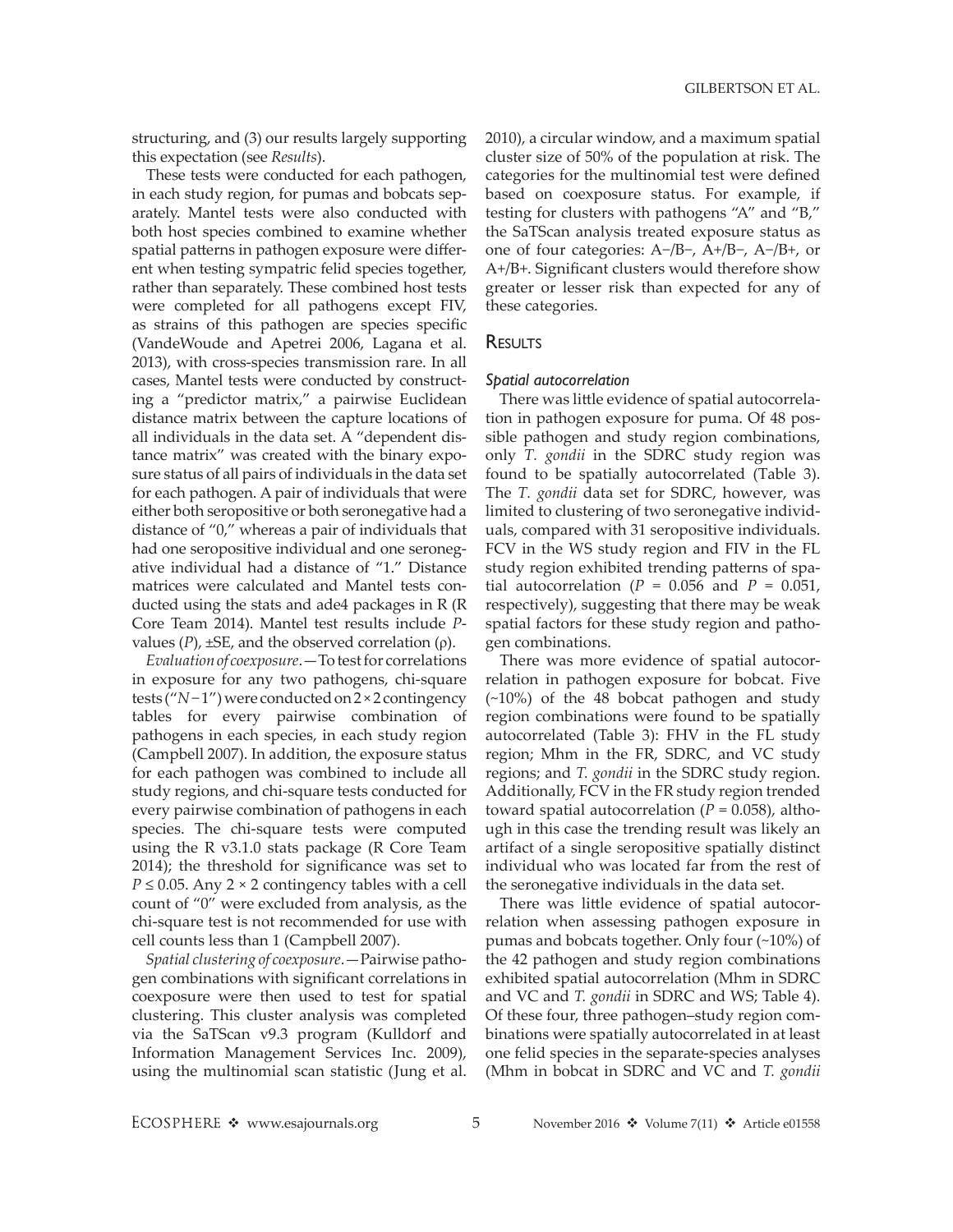structuring, and (3) our results largely supporting this expectation (see *Results*).

These tests were conducted for each pathogen, in each study region, for pumas and bobcats separately. Mantel tests were also conducted with both host species combined to examine whether spatial patterns in pathogen exposure were different when testing sympatric felid species together, rather than separately. These combined host tests were completed for all pathogens except FIV, as strains of this pathogen are species specific (VandeWoude and Apetrei 2006, Lagana et al. 2013), with cross-species transmission rare. In all cases, Mantel tests were conducted by constructing a "predictor matrix," a pairwise Euclidean distance matrix between the capture locations of all individuals in the data set. A "dependent distance matrix" was created with the binary exposure status of all pairs of individuals in the data set for each pathogen. A pair of individuals that were either both seropositive or both seronegative had a distance of "0," whereas a pair of individuals that had one seropositive individual and one seronegative individual had a distance of "1." Distance matrices were calculated and Mantel tests conducted using the stats and ade4 packages in R (R Core Team 2014). Mantel test results include *P*-values (*P*), ±SE, and the observed correlation (ρ).

*Evaluation of coexposure*.—To test for correlations in exposure for any two pathogens, chi-square tests ("$N-1$") were conducted on $2 \times 2$ contingency tables for every pairwise combination of pathogens in each species, in each study region (Campbell 2007). In addition, the exposure status for each pathogen was combined to include all study regions, and chi-square tests conducted for every pairwise combination of pathogens in each species. The chi-square tests were computed using the R v3.1.0 stats package (R Core Team 2014); the threshold for significance was set to $P \leq 0.05$. Any $2 \times 2$ contingency tables with a cell count of "0" were excluded from analysis, as the chi-square test is not recommended for use with cell counts less than 1 (Campbell 2007).

*Spatial clustering of coexposure*.—Pairwise pathogen combinations with significant correlations in coexposure were then used to test for spatial clustering. This cluster analysis was completed via the SaTScan v9.3 program (Kulldorf and Information Management Services Inc. 2009), using the multinomial scan statistic (Jung et al. 2010), a circular window, and a maximum spatial cluster size of 50% of the population at risk. The categories for the multinomial test were defined based on coexposure status. For example, if testing for clusters with pathogens "A" and "B," the SaTScan analysis treated exposure status as one of four categories: A−/B−, A+/B−, A−/B+, or A+/B+. Significant clusters would therefore show greater or lesser risk than expected for any of these categories.

## Results

### Spatial autocorrelation

There was little evidence of spatial autocorrelation in pathogen exposure for puma. Of 48 possible pathogen and study region combinations, only *T. gondii* in the SDRC study region was found to be spatially autocorrelated (Table 3). The *T. gondii* data set for SDRC, however, was limited to clustering of two seronegative individuals, compared with 31 seropositive individuals. FCV in the WS study region and FIV in the FL study region exhibited trending patterns of spatial autocorrelation ($P = 0.056$ and $P = 0.051$, respectively), suggesting that there may be weak spatial factors for these study region and pathogen combinations.

There was more evidence of spatial autocorrelation in pathogen exposure for bobcat. Five (~10%) of the 48 bobcat pathogen and study region combinations were found to be spatially autocorrelated (Table 3): FHV in the FL study region; Mhm in the FR, SDRC, and VC study regions; and *T. gondii* in the SDRC study region. Additionally, FCV in the FR study region trended toward spatial autocorrelation ($P = 0.058$), although in this case the trending result was likely an artifact of a single seropositive spatially distinct individual who was located far from the rest of the seronegative individuals in the data set.

There was little evidence of spatial autocorrelation when assessing pathogen exposure in pumas and bobcats together. Only four (~10%) of the 42 pathogen and study region combinations exhibited spatial autocorrelation (Mhm in SDRC and VC and *T. gondii* in SDRC and WS; Table 4). Of these four, three pathogen–study region combinations were spatially autocorrelated in at least one felid species in the separate-species analyses (Mhm in bobcat in SDRC and VC and *T. gondii*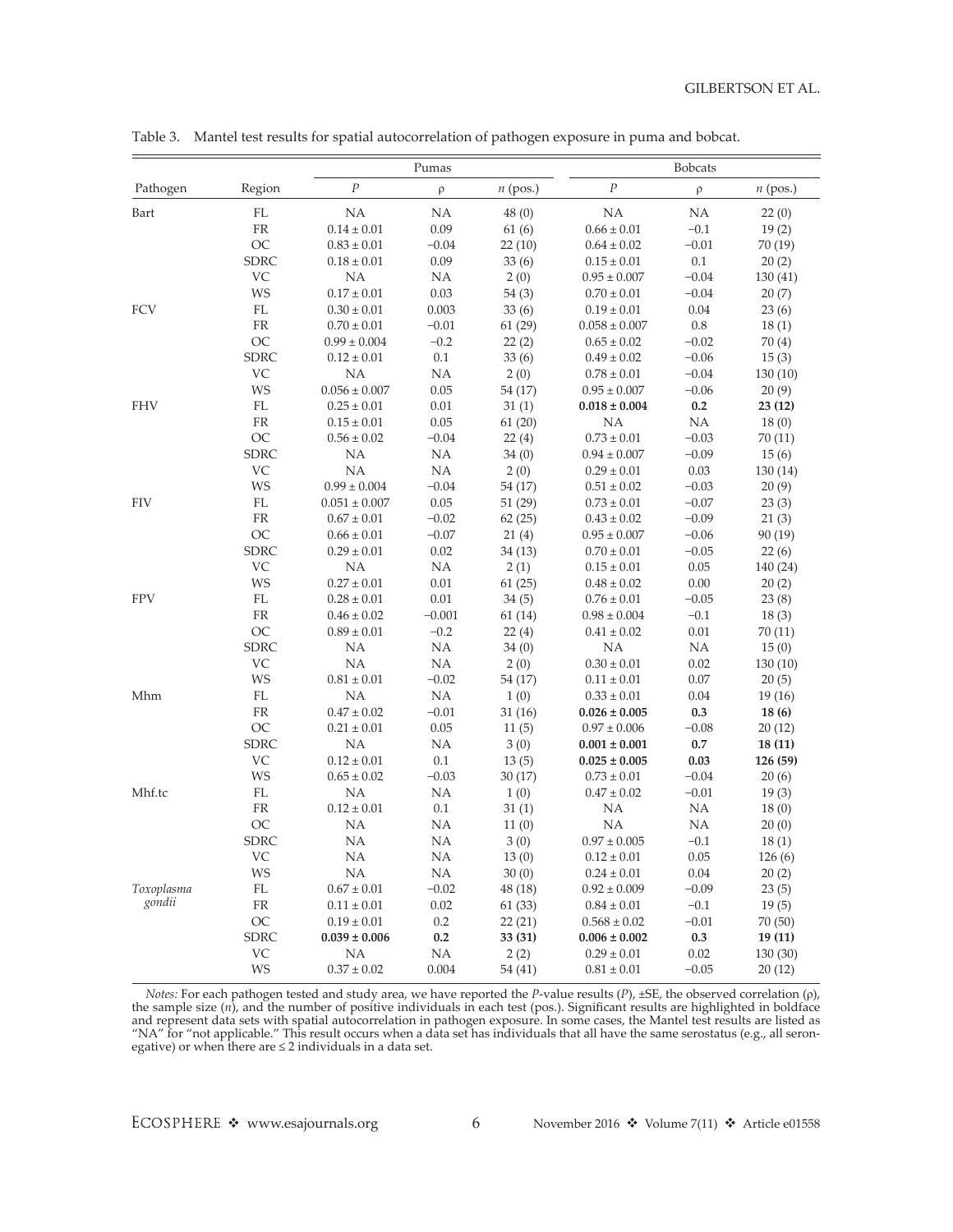Table 3. Mantel test results for spatial autocorrelation of pathogen exposure in puma and bobcat.

| Pathogen | Region | Pumas | | | Bobcats | | |
|---|---|---|---|---|---|---|---|
| | | $P$ | ρ | $n$ (pos.) | $P$ | ρ | $n$ (pos.) |
| Bart | FL | NA | NA | 48 (0) | NA | NA | 22 (0) |
| | FR | 0.14 ± 0.01 | 0.09 | 61 (6) | 0.66 ± 0.01 | −0.1 | 19 (2) |
| | OC | 0.83 ± 0.01 | −0.04 | 22 (10) | 0.64 ± 0.02 | −0.01 | 70 (19) |
| | SDRC | 0.18 ± 0.01 | 0.09 | 33 (6) | 0.15 ± 0.01 | 0.1 | 20 (2) |
| | VC | NA | NA | 2 (0) | 0.95 ± 0.007 | −0.04 | 130 (41) |
| | WS | 0.17 ± 0.01 | 0.03 | 54 (3) | 0.70 ± 0.01 | −0.04 | 20 (7) |
| FCV | FL | 0.30 ± 0.01 | 0.003 | 33 (6) | 0.19 ± 0.01 | 0.04 | 23 (6) |
| | FR | 0.70 ± 0.01 | −0.01 | 61 (29) | 0.058 ± 0.007 | 0.8 | 18 (1) |
| | OC | 0.99 ± 0.004 | −0.2 | 22 (2) | 0.65 ± 0.02 | −0.02 | 70 (4) |
| | SDRC | 0.12 ± 0.01 | 0.1 | 33 (6) | 0.49 ± 0.02 | −0.06 | 15 (3) |
| | VC | NA | NA | 2 (0) | 0.78 ± 0.01 | −0.04 | 130 (10) |
| | WS | 0.056 ± 0.007 | 0.05 | 54 (17) | 0.95 ± 0.007 | −0.06 | 20 (9) |
| FHV | FL | 0.25 ± 0.01 | 0.01 | 31 (1) | **0.018 ± 0.004** | **0.2** | **23 (12)** |
| | FR | 0.15 ± 0.01 | 0.05 | 61 (20) | NA | NA | 18 (0) |
| | OC | 0.56 ± 0.02 | −0.04 | 22 (4) | 0.73 ± 0.01 | −0.03 | 70 (11) |
| | SDRC | NA | NA | 34 (0) | 0.94 ± 0.007 | −0.09 | 15 (6) |
| | VC | NA | NA | 2 (0) | 0.29 ± 0.01 | 0.03 | 130 (14) |
| | WS | 0.99 ± 0.004 | −0.04 | 54 (17) | 0.51 ± 0.02 | −0.03 | 20 (9) |
| FIV | FL | 0.051 ± 0.007 | 0.05 | 51 (29) | 0.73 ± 0.01 | −0.07 | 23 (3) |
| | FR | 0.67 ± 0.01 | −0.02 | 62 (25) | 0.43 ± 0.02 | −0.09 | 21 (3) |
| | OC | 0.66 ± 0.01 | −0.07 | 21 (4) | 0.95 ± 0.007 | −0.06 | 90 (19) |
| | SDRC | 0.29 ± 0.01 | 0.02 | 34 (13) | 0.70 ± 0.01 | −0.05 | 22 (6) |
| | VC | NA | NA | 2 (1) | 0.15 ± 0.01 | 0.05 | 140 (24) |
| | WS | 0.27 ± 0.01 | 0.01 | 61 (25) | 0.48 ± 0.02 | 0.00 | 20 (2) |
| FPV | FL | 0.28 ± 0.01 | 0.01 | 34 (5) | 0.76 ± 0.01 | −0.05 | 23 (8) |
| | FR | 0.46 ± 0.02 | −0.001 | 61 (14) | 0.98 ± 0.004 | −0.1 | 18 (3) |
| | OC | 0.89 ± 0.01 | −0.2 | 22 (4) | 0.41 ± 0.02 | 0.01 | 70 (11) |
| | SDRC | NA | NA | 34 (0) | NA | NA | 15 (0) |
| | VC | NA | NA | 2 (0) | 0.30 ± 0.01 | 0.02 | 130 (10) |
| | WS | 0.81 ± 0.01 | −0.02 | 54 (17) | 0.11 ± 0.01 | 0.07 | 20 (5) |
| Mhm | FL | NA | NA | 1 (0) | 0.33 ± 0.01 | 0.04 | 19 (16) |
| | FR | 0.47 ± 0.02 | −0.01 | 31 (16) | **0.026 ± 0.005** | **0.3** | **18 (6)** |
| | OC | 0.21 ± 0.01 | 0.05 | 11 (5) | 0.97 ± 0.006 | −0.08 | 20 (12) |
| | SDRC | NA | NA | 3 (0) | **0.001 ± 0.001** | **0.7** | **18 (11)** |
| | VC | 0.12 ± 0.01 | 0.1 | 13 (5) | **0.025 ± 0.005** | **0.03** | **126 (59)** |
| | WS | 0.65 ± 0.02 | −0.03 | 30 (17) | 0.73 ± 0.01 | −0.04 | 20 (6) |
| Mhf.tc | FL | NA | NA | 1 (0) | 0.47 ± 0.02 | −0.01 | 19 (3) |
| | FR | 0.12 ± 0.01 | 0.1 | 31 (1) | NA | NA | 18 (0) |
| | OC | NA | NA | 11 (0) | NA | NA | 20 (0) |
| | SDRC | NA | NA | 3 (0) | 0.97 ± 0.005 | −0.1 | 18 (1) |
| | VC | NA | NA | 13 (0) | 0.12 ± 0.01 | 0.05 | 126 (6) |
| | WS | NA | NA | 30 (0) | 0.24 ± 0.01 | 0.04 | 20 (2) |
| *Toxoplasma gondii* | FL | 0.67 ± 0.01 | −0.02 | 48 (18) | 0.92 ± 0.009 | −0.09 | 23 (5) |
| | FR | 0.11 ± 0.01 | 0.02 | 61 (33) | 0.84 ± 0.01 | −0.1 | 19 (5) |
| | OC | 0.19 ± 0.01 | 0.2 | 22 (21) | 0.568 ± 0.02 | −0.01 | 70 (50) |
| | SDRC | **0.039 ± 0.006** | **0.2** | **33 (31)** | **0.006 ± 0.002** | **0.3** | **19 (11)** |
| | VC | NA | NA | 2 (2) | 0.29 ± 0.01 | 0.02 | 130 (30) |
| | WS | 0.37 ± 0.02 | 0.004 | 54 (41) | 0.81 ± 0.01 | −0.05 | 20 (12) |

*Notes:* For each pathogen tested and study area, we have reported the *P*-value results (*P*), ±SE, the observed correlation (ρ), the sample size (*n*), and the number of positive individuals in each test (pos.). Significant results are highlighted in boldface and represent data sets with spatial autocorrelation in pathogen exposure. In some cases, the Mantel test results are listed as "NA" for "not applicable." This result occurs when a data set has individuals that all have the same serostatus (e.g., all seronegative) or when there are ≤ 2 individuals in a data set.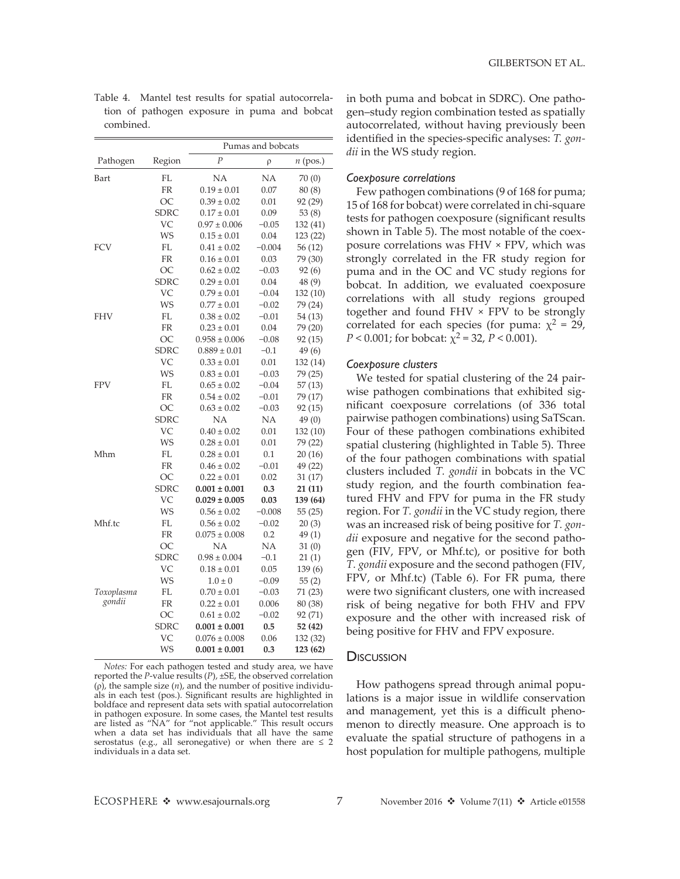Table 4. Mantel test results for spatial autocorrelation of pathogen exposure in puma and bobcat combined.

| Pathogen | Region | Pumas and bobcats | | |
|---|---|---|---|---|
| | | $P$ | ρ | $n$ (pos.) |
| Bart | FL | NA | NA | 70 (0) |
| | FR | 0.19 ± 0.01 | 0.07 | 80 (8) |
| | OC | 0.39 ± 0.02 | 0.01 | 92 (29) |
| | SDRC | 0.17 ± 0.01 | 0.09 | 53 (8) |
| | VC | 0.97 ± 0.006 | −0.05 | 132 (41) |
| | WS | 0.15 ± 0.01 | 0.04 | 123 (22) |
| FCV | FL | 0.41 ± 0.02 | −0.004 | 56 (12) |
| | FR | 0.16 ± 0.01 | 0.03 | 79 (30) |
| | OC | 0.62 ± 0.02 | −0.03 | 92 (6) |
| | SDRC | 0.29 ± 0.01 | 0.04 | 48 (9) |
| | VC | 0.79 ± 0.01 | −0.04 | 132 (10) |
| | WS | 0.77 ± 0.01 | −0.02 | 79 (24) |
| FHV | FL | 0.38 ± 0.02 | −0.01 | 54 (13) |
| | FR | 0.23 ± 0.01 | 0.04 | 79 (20) |
| | OC | 0.958 ± 0.006 | −0.08 | 92 (15) |
| | SDRC | 0.889 ± 0.01 | −0.1 | 49 (6) |
| | VC | 0.33 ± 0.01 | 0.01 | 132 (14) |
| | WS | 0.83 ± 0.01 | −0.03 | 79 (25) |
| FPV | FL | 0.65 ± 0.02 | −0.04 | 57 (13) |
| | FR | 0.54 ± 0.02 | −0.01 | 79 (17) |
| | OC | 0.63 ± 0.02 | −0.03 | 92 (15) |
| | SDRC | NA | NA | 49 (0) |
| | VC | 0.40 ± 0.02 | 0.01 | 132 (10) |
| | WS | 0.28 ± 0.01 | 0.01 | 79 (22) |
| Mhm | FL | 0.28 ± 0.01 | 0.1 | 20 (16) |
| | FR | 0.46 ± 0.02 | −0.01 | 49 (22) |
| | OC | 0.22 ± 0.01 | 0.02 | 31 (17) |
| | SDRC | **0.001 ± 0.001** | **0.3** | **21 (11)** |
| | VC | **0.029 ± 0.005** | **0.03** | **139 (64)** |
| | WS | 0.56 ± 0.02 | −0.008 | 55 (25) |
| Mhf.tc | FL | 0.56 ± 0.02 | −0.02 | 20 (3) |
| | FR | 0.075 ± 0.008 | 0.2 | 49 (1) |
| | OC | NA | NA | 31 (0) |
| | SDRC | 0.98 ± 0.004 | −0.1 | 21 (1) |
| | VC | 0.18 ± 0.01 | 0.05 | 139 (6) |
| | WS | 1.0 ± 0 | −0.09 | 55 (2) |
| *Toxoplasma gondii* | FL | 0.70 ± 0.01 | −0.03 | 71 (23) |
| | FR | 0.22 ± 0.01 | 0.006 | 80 (38) |
| | OC | 0.61 ± 0.02 | −0.02 | 92 (71) |
| | SDRC | **0.001 ± 0.001** | **0.5** | **52 (42)** |
| | VC | 0.076 ± 0.008 | 0.06 | 132 (32) |
| | WS | **0.001 ± 0.001** | **0.3** | **123 (62)** |

*Notes:* For each pathogen tested and study area, we have reported the *P*-value results (*P*), ±SE, the observed correlation (ρ), the sample size (*n*), and the number of positive individuals in each test (pos.). Significant results are highlighted in boldface and represent data sets with spatial autocorrelation in pathogen exposure. In some cases, the Mantel test results are listed as "NA" for "not applicable." This result occurs when a data set has individuals that all have the same serostatus (e.g., all seronegative) or when there are ≤ 2 individuals in a data set.

in both puma and bobcat in SDRC). One pathogen–study region combination tested as spatially autocorrelated, without having previously been identified in the species-specific analyses: *T. gondii* in the WS study region.

### *Coexposure correlations*

Few pathogen combinations (9 of 168 for puma; 15 of 168 for bobcat) were correlated in chi-square tests for pathogen coexposure (significant results shown in Table 5). The most notable of the coexposure correlations was FHV × FPV, which was strongly correlated in the FR study region for puma and in the OC and VC study regions for bobcat. In addition, we evaluated coexposure correlations with all study regions grouped together and found FHV × FPV to be strongly correlated for each species (for puma: $\chi^2 = 29$, $P < 0.001$; for bobcat: $\chi^2 = 32$, $P < 0.001$).

### *Coexposure clusters*

We tested for spatial clustering of the 24 pairwise pathogen combinations that exhibited significant coexposure correlations (of 336 total pairwise pathogen combinations) using SaTScan. Four of these pathogen combinations exhibited spatial clustering (highlighted in Table 5). Three of the four pathogen combinations with spatial clusters included *T. gondii* in bobcats in the VC study region, and the fourth combination featured FHV and FPV for puma in the FR study region. For *T. gondii* in the VC study region, there was an increased risk of being positive for *T. gondii* exposure and negative for the second pathogen (FIV, FPV, or Mhf.tc), or positive for both *T. gondii* exposure and the second pathogen (FIV, FPV, or Mhf.tc) (Table 6). For FR puma, there were two significant clusters, one with increased risk of being negative for both FHV and FPV exposure and the other with increased risk of being positive for FHV and FPV exposure.

## Discussion

How pathogens spread through animal populations is a major issue in wildlife conservation and management, yet this is a difficult phenomenon to directly measure. One approach is to evaluate the spatial structure of pathogens in a host population for multiple pathogens, multiple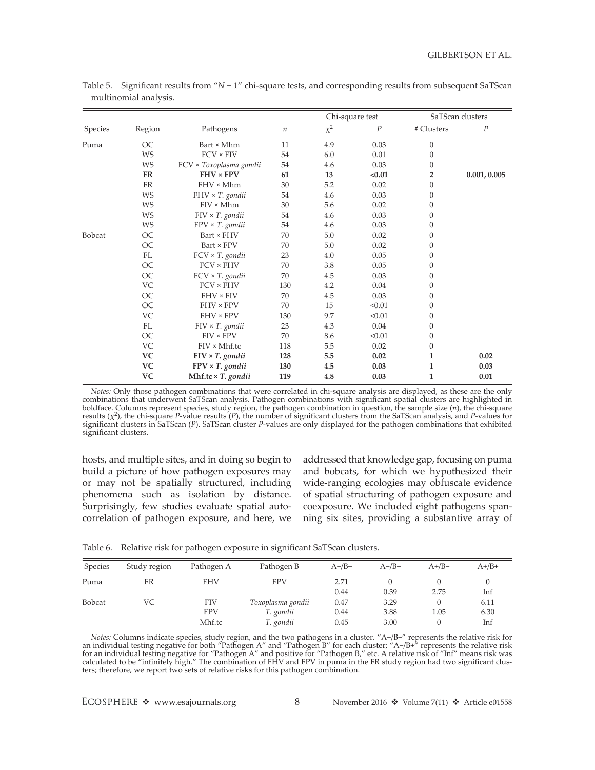Table 5. Significant results from "$N - 1$" chi-square tests, and corresponding results from subsequent SaTScan multinomial analysis.

| Species | Region | Pathogens | $n$ | Chi-square test | | SaTScan clusters | |
|---|---|---|---|---|---|---|---|
| | | | | $\chi^2$ | $P$ | # Clusters | $P$ |
| Puma | OC | Bart × Mhm | 11 | 4.9 | 0.03 | 0 | |
| | WS | FCV × FIV | 54 | 6.0 | 0.01 | 0 | |
| | WS | FCV × *Toxoplasma gondii* | 54 | 4.6 | 0.03 | 0 | |
| | **FR** | **FHV × FPV** | **61** | **13** | **<0.01** | **2** | **0.001, 0.005** |
| | FR | FHV × Mhm | 30 | 5.2 | 0.02 | 0 | |
| | WS | FHV × *T. gondii* | 54 | 4.6 | 0.03 | 0 | |
| | WS | FIV × Mhm | 30 | 5.6 | 0.02 | 0 | |
| | WS | FIV × *T. gondii* | 54 | 4.6 | 0.03 | 0 | |
| | WS | FPV × *T. gondii* | 54 | 4.6 | 0.03 | 0 | |
| Bobcat | OC | Bart × FHV | 70 | 5.0 | 0.02 | 0 | |
| | OC | Bart × FPV | 70 | 5.0 | 0.02 | 0 | |
| | FL | FCV × *T. gondii* | 23 | 4.0 | 0.05 | 0 | |
| | OC | FCV × FHV | 70 | 3.8 | 0.05 | 0 | |
| | OC | FCV × *T. gondii* | 70 | 4.5 | 0.03 | 0 | |
| | VC | FCV × FHV | 130 | 4.2 | 0.04 | 0 | |
| | OC | FHV × FIV | 70 | 4.5 | 0.03 | 0 | |
| | OC | FHV × FPV | 70 | 15 | <0.01 | 0 | |
| | VC | FHV × FPV | 130 | 9.7 | <0.01 | 0 | |
| | FL | FIV × *T. gondii* | 23 | 4.3 | 0.04 | 0 | |
| | OC | FIV × FPV | 70 | 8.6 | <0.01 | 0 | |
| | VC | FIV × Mhf.tc | 118 | 5.5 | 0.02 | 0 | |
| | **VC** | **FIV × *T. gondii*** | **128** | **5.5** | **0.02** | **1** | **0.02** |
| | **VC** | **FPV × *T. gondii*** | **130** | **4.5** | **0.03** | **1** | **0.03** |
| | **VC** | **Mhf.tc × *T. gondii*** | **119** | **4.8** | **0.03** | **1** | **0.01** |

*Notes:* Only those pathogen combinations that were correlated in chi-square analysis are displayed, as these are the only combinations that underwent SaTScan analysis. Pathogen combinations with significant spatial clusters are highlighted in boldface. Columns represent species, study region, the pathogen combination in question, the sample size ($n$), the chi-square results ($\chi^2$), the chi-square $P$-value results ($P$), the number of significant clusters from the SaTScan analysis, and $P$-values for significant clusters in SaTScan ($P$). SaTScan cluster $P$-values are only displayed for the pathogen combinations that exhibited significant clusters.

hosts, and multiple sites, and in doing so begin to build a picture of how pathogen exposures may or may not be spatially structured, including phenomena such as isolation by distance. Surprisingly, few studies evaluate spatial autocorrelation of pathogen exposure, and here, we addressed that knowledge gap, focusing on puma and bobcats, for which we hypothesized their wide-ranging ecologies may obfuscate evidence of spatial structuring of pathogen exposure and coexposure. We included eight pathogens spanning six sites, providing a substantive array of

Table 6. Relative risk for pathogen exposure in significant SaTScan clusters.

| Species | Study region | Pathogen A | Pathogen B | A−/B− | A−/B+ | A+/B− | A+/B+ |
|---|---|---|---|---|---|---|---|
| Puma | FR | FHV | FPV | 2.71 | 0 | 0 | 0 |
| | | | | 0.44 | 0.39 | 2.75 | Inf |
| Bobcat | VC | FIV | *Toxoplasma gondii* | 0.47 | 3.29 | 0 | 6.11 |
| | | FPV | *T. gondii* | 0.44 | 3.88 | 1.05 | 6.30 |
| | | Mhf.tc | *T. gondii* | 0.45 | 3.00 | 0 | Inf |

*Notes:* Columns indicate species, study region, and the two pathogens in a cluster. "A−/B−" represents the relative risk for an individual testing negative for both "Pathogen A" and "Pathogen B" for each cluster; "A−/B+" represents the relative risk for an individual testing negative for "Pathogen A" and positive for "Pathogen B," etc. A relative risk of "Inf" means risk was calculated to be "infinitely high." The combination of FHV and FPV in puma in the FR study region had two significant clusters; therefore, we report two sets of relative risks for this pathogen combination.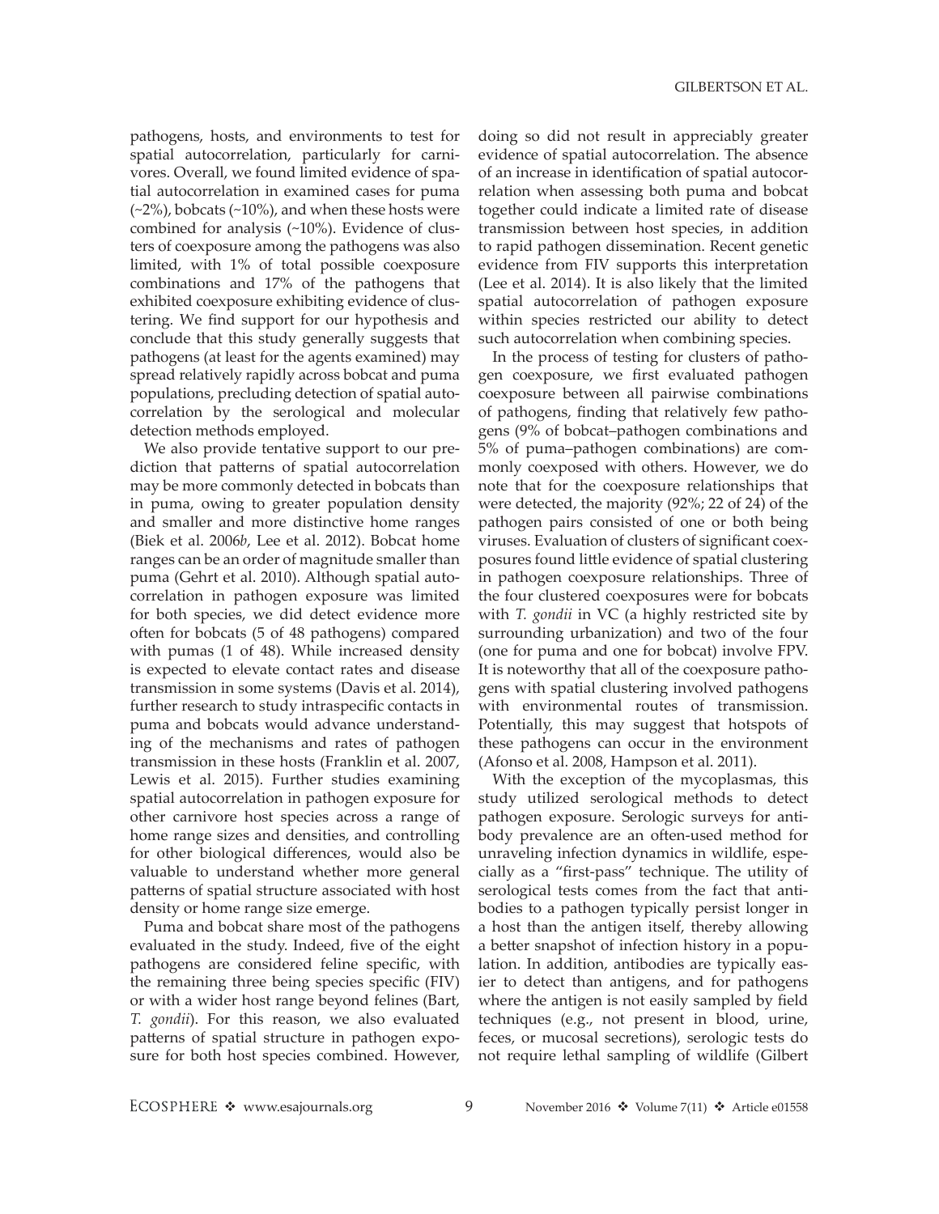pathogens, hosts, and environments to test for spatial autocorrelation, particularly for carnivores. Overall, we found limited evidence of spatial autocorrelation in examined cases for puma (~2%), bobcats (~10%), and when these hosts were combined for analysis (~10%). Evidence of clusters of coexposure among the pathogens was also limited, with 1% of total possible coexposure combinations and 17% of the pathogens that exhibited coexposure exhibiting evidence of clustering. We find support for our hypothesis and conclude that this study generally suggests that pathogens (at least for the agents examined) may spread relatively rapidly across bobcat and puma populations, precluding detection of spatial autocorrelation by the serological and molecular detection methods employed.

We also provide tentative support to our prediction that patterns of spatial autocorrelation may be more commonly detected in bobcats than in puma, owing to greater population density and smaller and more distinctive home ranges (Biek et al. 2006*b*, Lee et al. 2012). Bobcat home ranges can be an order of magnitude smaller than puma (Gehrt et al. 2010). Although spatial autocorrelation in pathogen exposure was limited for both species, we did detect evidence more often for bobcats (5 of 48 pathogens) compared with pumas (1 of 48). While increased density is expected to elevate contact rates and disease transmission in some systems (Davis et al. 2014), further research to study intraspecific contacts in puma and bobcats would advance understanding of the mechanisms and rates of pathogen transmission in these hosts (Franklin et al. 2007, Lewis et al. 2015). Further studies examining spatial autocorrelation in pathogen exposure for other carnivore host species across a range of home range sizes and densities, and controlling for other biological differences, would also be valuable to understand whether more general patterns of spatial structure associated with host density or home range size emerge.

Puma and bobcat share most of the pathogens evaluated in the study. Indeed, five of the eight pathogens are considered feline specific, with the remaining three being species specific (FIV) or with a wider host range beyond felines (Bart, *T. gondii*). For this reason, we also evaluated patterns of spatial structure in pathogen exposure for both host species combined. However, doing so did not result in appreciably greater evidence of spatial autocorrelation. The absence of an increase in identification of spatial autocorrelation when assessing both puma and bobcat together could indicate a limited rate of disease transmission between host species, in addition to rapid pathogen dissemination. Recent genetic evidence from FIV supports this interpretation (Lee et al. 2014). It is also likely that the limited spatial autocorrelation of pathogen exposure within species restricted our ability to detect such autocorrelation when combining species.

In the process of testing for clusters of pathogen coexposure, we first evaluated pathogen coexposure between all pairwise combinations of pathogens, finding that relatively few pathogens (9% of bobcat–pathogen combinations and 5% of puma–pathogen combinations) are commonly coexposed with others. However, we do note that for the coexposure relationships that were detected, the majority (92%; 22 of 24) of the pathogen pairs consisted of one or both being viruses. Evaluation of clusters of significant coexposures found little evidence of spatial clustering in pathogen coexposure relationships. Three of the four clustered coexposures were for bobcats with *T. gondii* in VC (a highly restricted site by surrounding urbanization) and two of the four (one for puma and one for bobcat) involve FPV. It is noteworthy that all of the coexposure pathogens with spatial clustering involved pathogens with environmental routes of transmission. Potentially, this may suggest that hotspots of these pathogens can occur in the environment (Afonso et al. 2008, Hampson et al. 2011).

With the exception of the mycoplasmas, this study utilized serological methods to detect pathogen exposure. Serologic surveys for antibody prevalence are an often-used method for unraveling infection dynamics in wildlife, especially as a "first-pass" technique. The utility of serological tests comes from the fact that antibodies to a pathogen typically persist longer in a host than the antigen itself, thereby allowing a better snapshot of infection history in a population. In addition, antibodies are typically easier to detect than antigens, and for pathogens where the antigen is not easily sampled by field techniques (e.g., not present in blood, urine, feces, or mucosal secretions), serologic tests do not require lethal sampling of wildlife (Gilbert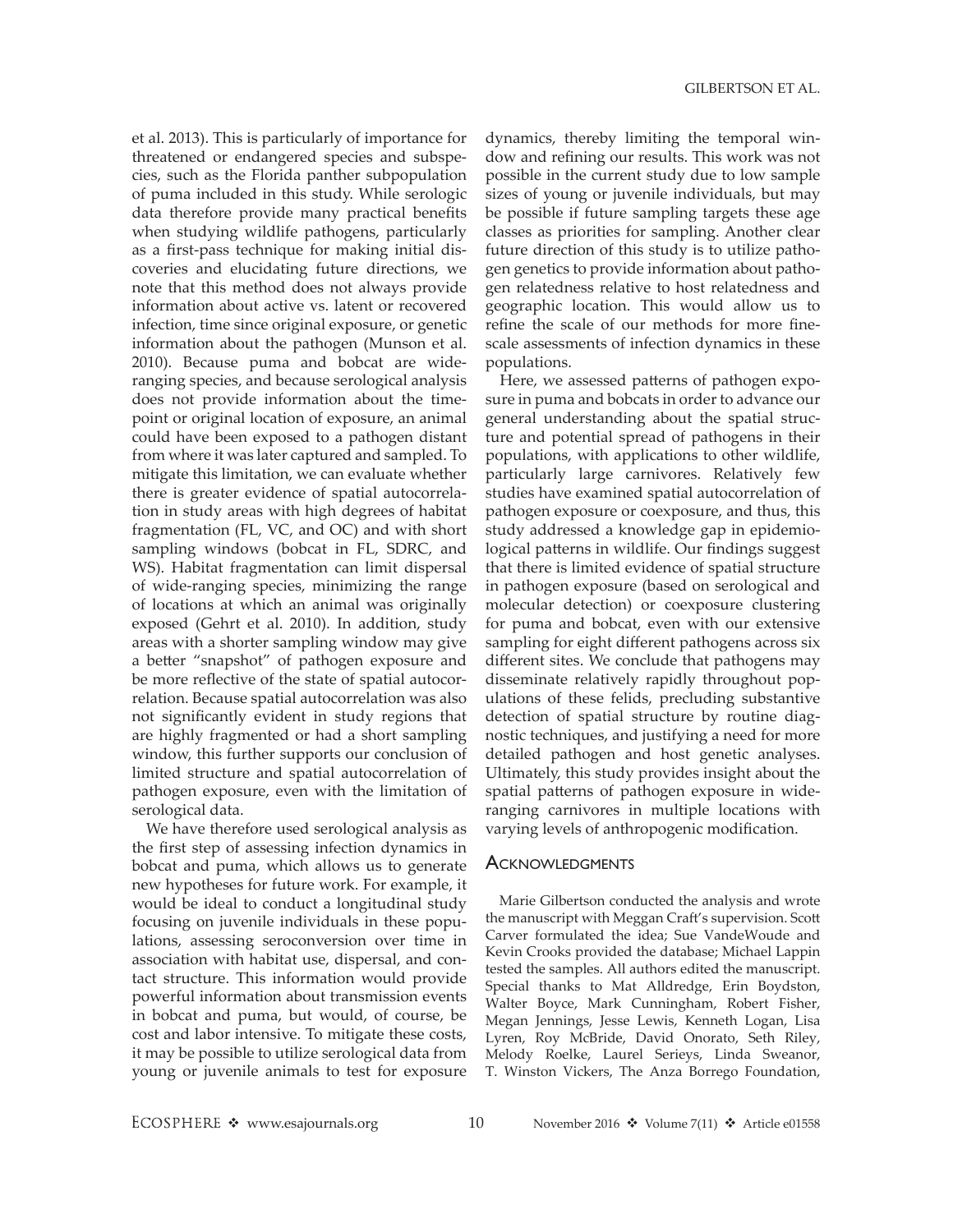et al. 2013). This is particularly of importance for threatened or endangered species and subspecies, such as the Florida panther subpopulation of puma included in this study. While serologic data therefore provide many practical benefits when studying wildlife pathogens, particularly as a first-pass technique for making initial discoveries and elucidating future directions, we note that this method does not always provide information about active vs. latent or recovered infection, time since original exposure, or genetic information about the pathogen (Munson et al. 2010). Because puma and bobcat are wide-ranging species, and because serological analysis does not provide information about the time-point or original location of exposure, an animal could have been exposed to a pathogen distant from where it was later captured and sampled. To mitigate this limitation, we can evaluate whether there is greater evidence of spatial autocorrelation in study areas with high degrees of habitat fragmentation (FL, VC, and OC) and with short sampling windows (bobcat in FL, SDRC, and WS). Habitat fragmentation can limit dispersal of wide-ranging species, minimizing the range of locations at which an animal was originally exposed (Gehrt et al. 2010). In addition, study areas with a shorter sampling window may give a better "snapshot" of pathogen exposure and be more reflective of the state of spatial autocorrelation. Because spatial autocorrelation was also not significantly evident in study regions that are highly fragmented or had a short sampling window, this further supports our conclusion of limited structure and spatial autocorrelation of pathogen exposure, even with the limitation of serological data.

We have therefore used serological analysis as the first step of assessing infection dynamics in bobcat and puma, which allows us to generate new hypotheses for future work. For example, it would be ideal to conduct a longitudinal study focusing on juvenile individuals in these populations, assessing seroconversion over time in association with habitat use, dispersal, and contact structure. This information would provide powerful information about transmission events in bobcat and puma, but would, of course, be cost and labor intensive. To mitigate these costs, it may be possible to utilize serological data from young or juvenile animals to test for exposure dynamics, thereby limiting the temporal window and refining our results. This work was not possible in the current study due to low sample sizes of young or juvenile individuals, but may be possible if future sampling targets these age classes as priorities for sampling. Another clear future direction of this study is to utilize pathogen genetics to provide information about pathogen relatedness relative to host relatedness and geographic location. This would allow us to refine the scale of our methods for more fine-scale assessments of infection dynamics in these populations.

Here, we assessed patterns of pathogen exposure in puma and bobcats in order to advance our general understanding about the spatial structure and potential spread of pathogens in their populations, with applications to other wildlife, particularly large carnivores. Relatively few studies have examined spatial autocorrelation of pathogen exposure or coexposure, and thus, this study addressed a knowledge gap in epidemiological patterns in wildlife. Our findings suggest that there is limited evidence of spatial structure in pathogen exposure (based on serological and molecular detection) or coexposure clustering for puma and bobcat, even with our extensive sampling for eight different pathogens across six different sites. We conclude that pathogens may disseminate relatively rapidly throughout populations of these felids, precluding substantive detection of spatial structure by routine diagnostic techniques, and justifying a need for more detailed pathogen and host genetic analyses. Ultimately, this study provides insight about the spatial patterns of pathogen exposure in wide-ranging carnivores in multiple locations with varying levels of anthropogenic modification.

## Acknowledgments

Marie Gilbertson conducted the analysis and wrote the manuscript with Meggan Craft's supervision. Scott Carver formulated the idea; Sue VandeWoude and Kevin Crooks provided the database; Michael Lappin tested the samples. All authors edited the manuscript. Special thanks to Mat Alldredge, Erin Boydston, Walter Boyce, Mark Cunningham, Robert Fisher, Megan Jennings, Jesse Lewis, Kenneth Logan, Lisa Lyren, Roy McBride, David Onorato, Seth Riley, Melody Roelke, Laurel Serieys, Linda Sweanor, T. Winston Vickers, The Anza Borrego Foundation,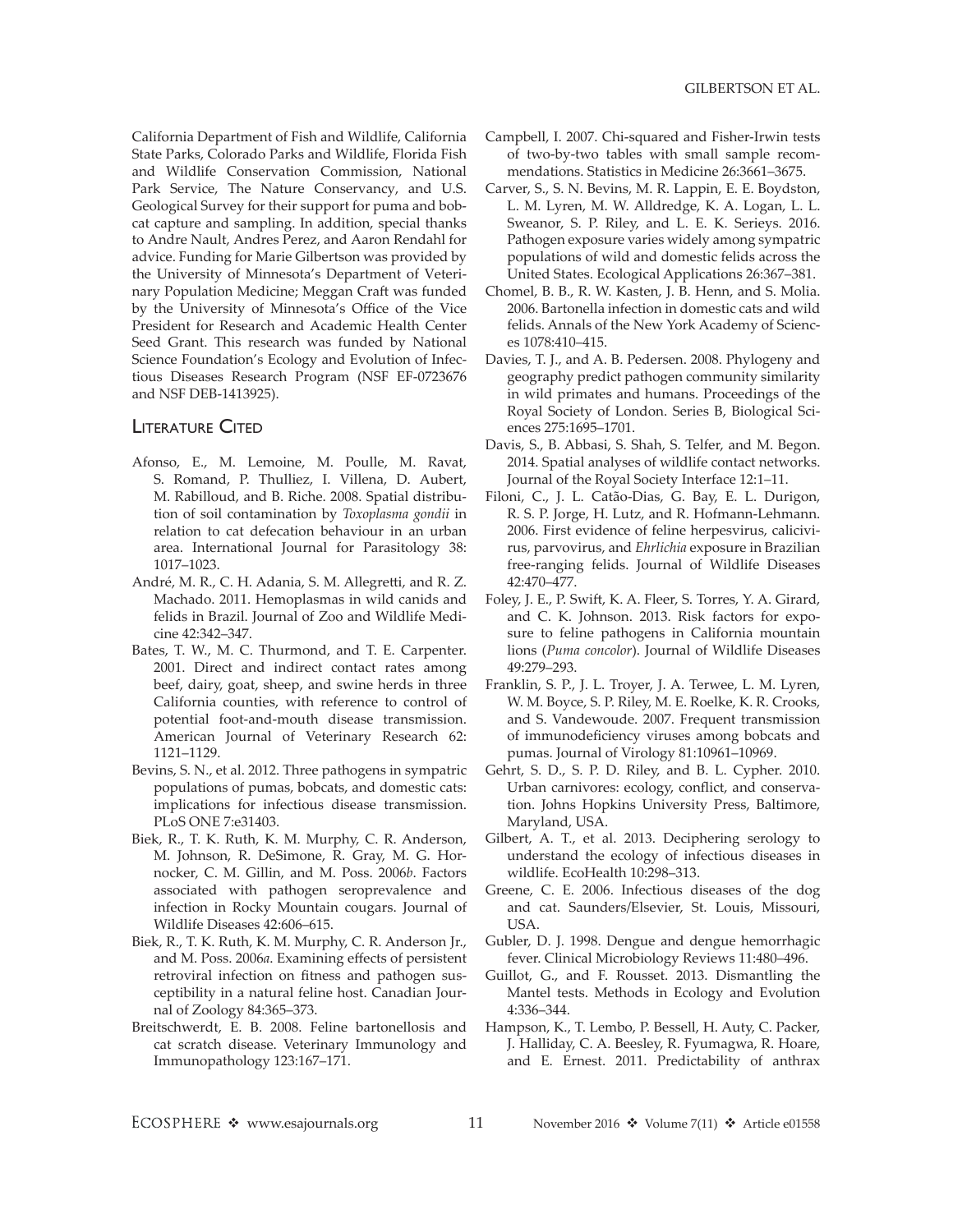California Department of Fish and Wildlife, California State Parks, Colorado Parks and Wildlife, Florida Fish and Wildlife Conservation Commission, National Park Service, The Nature Conservancy, and U.S. Geological Survey for their support for puma and bobcat capture and sampling. In addition, special thanks to Andre Nault, Andres Perez, and Aaron Rendahl for advice. Funding for Marie Gilbertson was provided by the University of Minnesota's Department of Veterinary Population Medicine; Meggan Craft was funded by the University of Minnesota's Office of the Vice President for Research and Academic Health Center Seed Grant. This research was funded by National Science Foundation's Ecology and Evolution of Infectious Diseases Research Program (NSF EF-0723676 and NSF DEB-1413925).

## Literature Cited

Afonso, E., M. Lemoine, M. Poulle, M. Ravat, S. Romand, P. Thulliez, I. Villena, D. Aubert, M. Rabilloud, and B. Riche. 2008. Spatial distribution of soil contamination by *Toxoplasma gondii* in relation to cat defecation behaviour in an urban area. International Journal for Parasitology 38: 1017–1023.

André, M. R., C. H. Adania, S. M. Allegretti, and R. Z. Machado. 2011. Hemoplasmas in wild canids and felids in Brazil. Journal of Zoo and Wildlife Medicine 42:342–347.

Bates, T. W., M. C. Thurmond, and T. E. Carpenter. 2001. Direct and indirect contact rates among beef, dairy, goat, sheep, and swine herds in three California counties, with reference to control of potential foot-and-mouth disease transmission. American Journal of Veterinary Research 62: 1121–1129.

Bevins, S. N., et al. 2012. Three pathogens in sympatric populations of pumas, bobcats, and domestic cats: implications for infectious disease transmission. PLoS ONE 7:e31403.

Biek, R., T. K. Ruth, K. M. Murphy, C. R. Anderson, M. Johnson, R. DeSimone, R. Gray, M. G. Hornocker, C. M. Gillin, and M. Poss. 2006*b*. Factors associated with pathogen seroprevalence and infection in Rocky Mountain cougars. Journal of Wildlife Diseases 42:606–615.

Biek, R., T. K. Ruth, K. M. Murphy, C. R. Anderson Jr., and M. Poss. 2006*a*. Examining effects of persistent retroviral infection on fitness and pathogen susceptibility in a natural feline host. Canadian Journal of Zoology 84:365–373.

Breitschwerdt, E. B. 2008. Feline bartonellosis and cat scratch disease. Veterinary Immunology and Immunopathology 123:167–171.

Campbell, I. 2007. Chi-squared and Fisher-Irwin tests of two-by-two tables with small sample recommendations. Statistics in Medicine 26:3661–3675.

Carver, S., S. N. Bevins, M. R. Lappin, E. E. Boydston, L. M. Lyren, M. W. Alldredge, K. A. Logan, L. L. Sweanor, S. P. Riley, and L. E. K. Serieys. 2016. Pathogen exposure varies widely among sympatric populations of wild and domestic felids across the United States. Ecological Applications 26:367–381.

Chomel, B. B., R. W. Kasten, J. B. Henn, and S. Molia. 2006. Bartonella infection in domestic cats and wild felids. Annals of the New York Academy of Sciences 1078:410–415.

Davies, T. J., and A. B. Pedersen. 2008. Phylogeny and geography predict pathogen community similarity in wild primates and humans. Proceedings of the Royal Society of London. Series B, Biological Sciences 275:1695–1701.

Davis, S., B. Abbasi, S. Shah, S. Telfer, and M. Begon. 2014. Spatial analyses of wildlife contact networks. Journal of the Royal Society Interface 12:1–11.

Filoni, C., J. L. Catão-Dias, G. Bay, E. L. Durigon, R. S. P. Jorge, H. Lutz, and R. Hofmann-Lehmann. 2006. First evidence of feline herpesvirus, calicivirus, parvovirus, and *Ehrlichia* exposure in Brazilian free-ranging felids. Journal of Wildlife Diseases 42:470–477.

Foley, J. E., P. Swift, K. A. Fleer, S. Torres, Y. A. Girard, and C. K. Johnson. 2013. Risk factors for exposure to feline pathogens in California mountain lions (*Puma concolor*). Journal of Wildlife Diseases 49:279–293.

Franklin, S. P., J. L. Troyer, J. A. Terwee, L. M. Lyren, W. M. Boyce, S. P. Riley, M. E. Roelke, K. R. Crooks, and S. Vandewoude. 2007. Frequent transmission of immunodeficiency viruses among bobcats and pumas. Journal of Virology 81:10961–10969.

Gehrt, S. D., S. P. D. Riley, and B. L. Cypher. 2010. Urban carnivores: ecology, conflict, and conservation. Johns Hopkins University Press, Baltimore, Maryland, USA.

Gilbert, A. T., et al. 2013. Deciphering serology to understand the ecology of infectious diseases in wildlife. EcoHealth 10:298–313.

Greene, C. E. 2006. Infectious diseases of the dog and cat. Saunders/Elsevier, St. Louis, Missouri, USA.

Gubler, D. J. 1998. Dengue and dengue hemorrhagic fever. Clinical Microbiology Reviews 11:480–496.

Guillot, G., and F. Rousset. 2013. Dismantling the Mantel tests. Methods in Ecology and Evolution 4:336–344.

Hampson, K., T. Lembo, P. Bessell, H. Auty, C. Packer, J. Halliday, C. A. Beesley, R. Fyumagwa, R. Hoare, and E. Ernest. 2011. Predictability of anthrax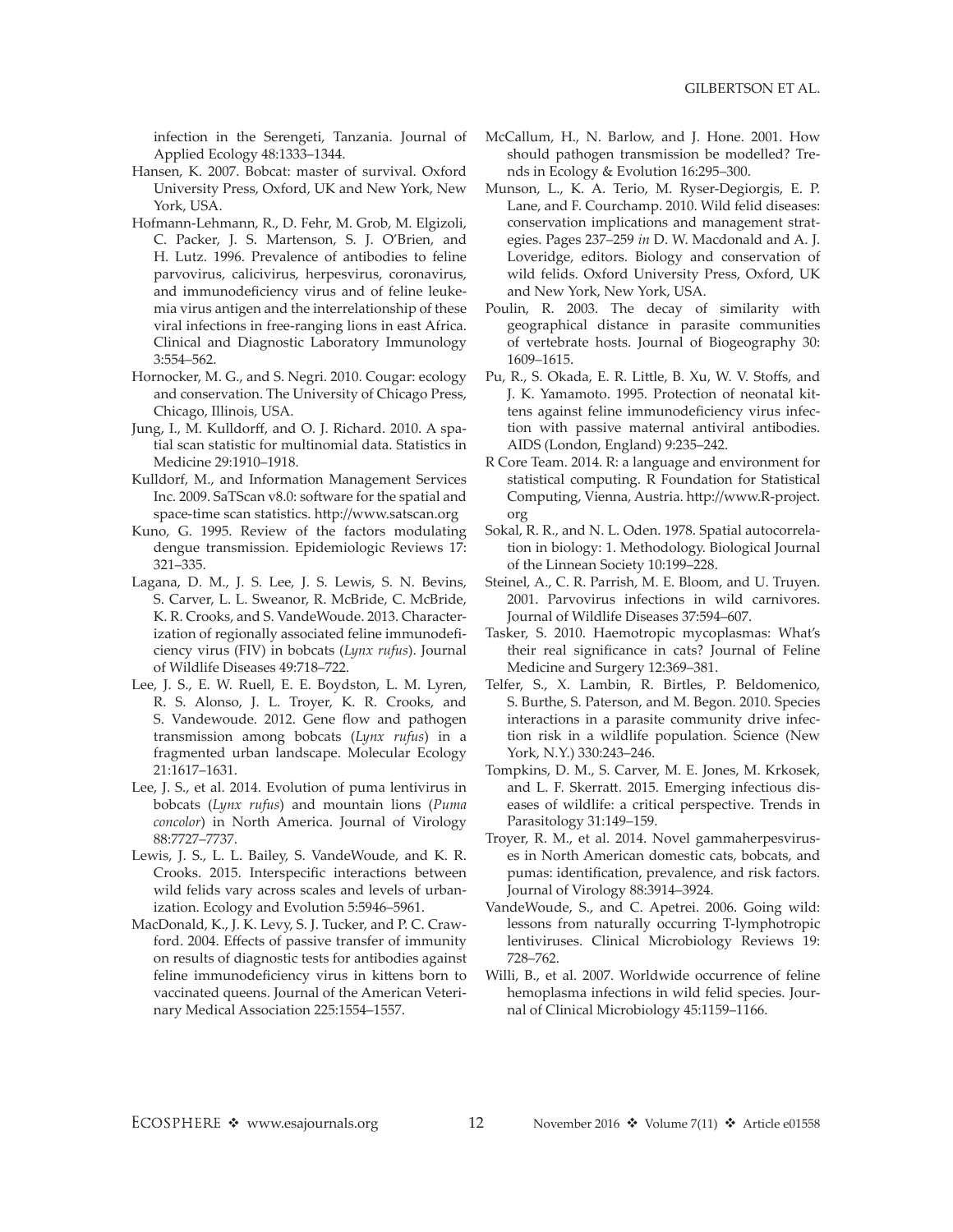infection in the Serengeti, Tanzania. Journal of Applied Ecology 48:1333–1344.

Hansen, K. 2007. Bobcat: master of survival. Oxford University Press, Oxford, UK and New York, New York, USA.

Hofmann-Lehmann, R., D. Fehr, M. Grob, M. Elgizoli, C. Packer, J. S. Martenson, S. J. O'Brien, and H. Lutz. 1996. Prevalence of antibodies to feline parvovirus, calicivirus, herpesvirus, coronavirus, and immunodeficiency virus and of feline leukemia virus antigen and the interrelationship of these viral infections in free-ranging lions in east Africa. Clinical and Diagnostic Laboratory Immunology 3:554–562.

Hornocker, M. G., and S. Negri. 2010. Cougar: ecology and conservation. The University of Chicago Press, Chicago, Illinois, USA.

Jung, I., M. Kulldorff, and O. J. Richard. 2010. A spatial scan statistic for multinomial data. Statistics in Medicine 29:1910–1918.

Kulldorf, M., and Information Management Services Inc. 2009. SaTScan v8.0: software for the spatial and space-time scan statistics. http://www.satscan.org

Kuno, G. 1995. Review of the factors modulating dengue transmission. Epidemiologic Reviews 17: 321–335.

Lagana, D. M., J. S. Lee, J. S. Lewis, S. N. Bevins, S. Carver, L. L. Sweanor, R. McBride, C. McBride, K. R. Crooks, and S. VandeWoude. 2013. Characterization of regionally associated feline immunodeficiency virus (FIV) in bobcats (*Lynx rufus*). Journal of Wildlife Diseases 49:718–722.

Lee, J. S., E. W. Ruell, E. E. Boydston, L. M. Lyren, R. S. Alonso, J. L. Troyer, K. R. Crooks, and S. Vandewoude. 2012. Gene flow and pathogen transmission among bobcats (*Lynx rufus*) in a fragmented urban landscape. Molecular Ecology 21:1617–1631.

Lee, J. S., et al. 2014. Evolution of puma lentivirus in bobcats (*Lynx rufus*) and mountain lions (*Puma concolor*) in North America. Journal of Virology 88:7727–7737.

Lewis, J. S., L. L. Bailey, S. VandeWoude, and K. R. Crooks. 2015. Interspecific interactions between wild felids vary across scales and levels of urbanization. Ecology and Evolution 5:5946–5961.

MacDonald, K., J. K. Levy, S. J. Tucker, and P. C. Crawford. 2004. Effects of passive transfer of immunity on results of diagnostic tests for antibodies against feline immunodeficiency virus in kittens born to vaccinated queens. Journal of the American Veterinary Medical Association 225:1554–1557.

McCallum, H., N. Barlow, and J. Hone. 2001. How should pathogen transmission be modelled? Trends in Ecology & Evolution 16:295–300.

Munson, L., K. A. Terio, M. Ryser-Degiorgis, E. P. Lane, and F. Courchamp. 2010. Wild felid diseases: conservation implications and management strategies. Pages 237–259 *in* D. W. Macdonald and A. J. Loveridge, editors. Biology and conservation of wild felids. Oxford University Press, Oxford, UK and New York, New York, USA.

Poulin, R. 2003. The decay of similarity with geographical distance in parasite communities of vertebrate hosts. Journal of Biogeography 30: 1609–1615.

Pu, R., S. Okada, E. R. Little, B. Xu, W. V. Stoffs, and J. K. Yamamoto. 1995. Protection of neonatal kittens against feline immunodeficiency virus infection with passive maternal antiviral antibodies. AIDS (London, England) 9:235–242.

R Core Team. 2014. R: a language and environment for statistical computing. R Foundation for Statistical Computing, Vienna, Austria. http://www.R-project.org

Sokal, R. R., and N. L. Oden. 1978. Spatial autocorrelation in biology: 1. Methodology. Biological Journal of the Linnean Society 10:199–228.

Steinel, A., C. R. Parrish, M. E. Bloom, and U. Truyen. 2001. Parvovirus infections in wild carnivores. Journal of Wildlife Diseases 37:594–607.

Tasker, S. 2010. Haemotropic mycoplasmas: What's their real significance in cats? Journal of Feline Medicine and Surgery 12:369–381.

Telfer, S., X. Lambin, R. Birtles, P. Beldomenico, S. Burthe, S. Paterson, and M. Begon. 2010. Species interactions in a parasite community drive infection risk in a wildlife population. Science (New York, N.Y.) 330:243–246.

Tompkins, D. M., S. Carver, M. E. Jones, M. Krkosek, and L. F. Skerratt. 2015. Emerging infectious diseases of wildlife: a critical perspective. Trends in Parasitology 31:149–159.

Troyer, R. M., et al. 2014. Novel gammaherpesviruses in North American domestic cats, bobcats, and pumas: identification, prevalence, and risk factors. Journal of Virology 88:3914–3924.

VandeWoude, S., and C. Apetrei. 2006. Going wild: lessons from naturally occurring T-lymphotropic lentiviruses. Clinical Microbiology Reviews 19: 728–762.

Willi, B., et al. 2007. Worldwide occurrence of feline hemoplasma infections in wild felid species. Journal of Clinical Microbiology 45:1159–1166.